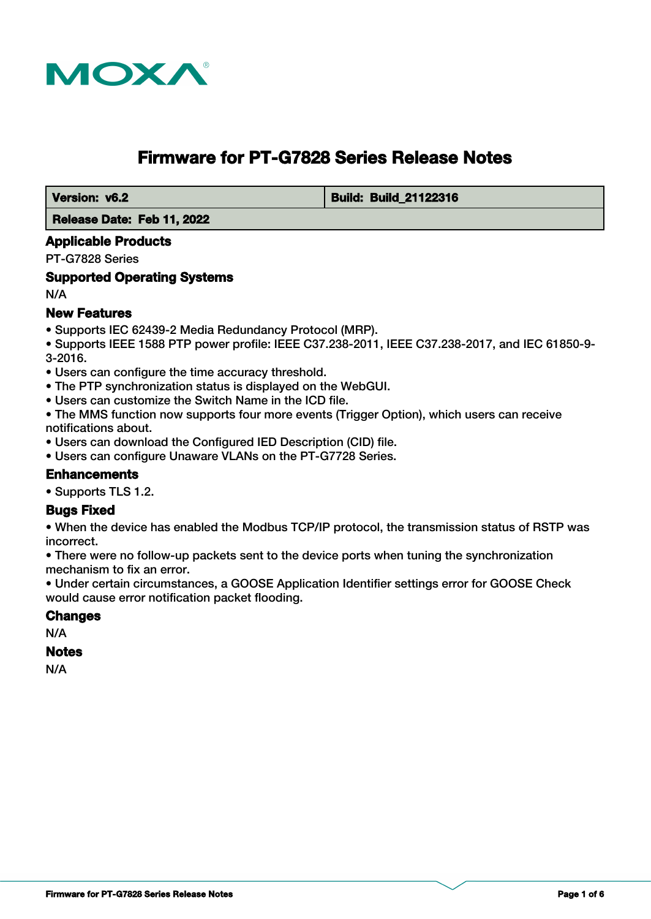# Firmware for PT-G7828 Series Release Notes

| | |
|---|---|
| **Version: v6.2** | **Build: Build_21122316** |
| **Release Date: Feb 11, 2022** | |

## Applicable Products

PT-G7828 Series

## Supported Operating Systems

N/A

## New Features

- Supports IEC 62439-2 Media Redundancy Protocol (MRP).
- Supports IEEE 1588 PTP power profile: IEEE C37.238-2011, IEEE C37.238-2017, and IEC 61850-9-3-2016.
- Users can configure the time accuracy threshold.
- The PTP synchronization status is displayed on the WebGUI.
- Users can customize the Switch Name in the ICD file.
- The MMS function now supports four more events (Trigger Option), which users can receive notifications about.
- Users can download the Configured IED Description (CID) file.
- Users can configure Unaware VLANs on the PT-G7728 Series.

## Enhancements

- Supports TLS 1.2.

## Bugs Fixed

- When the device has enabled the Modbus TCP/IP protocol, the transmission status of RSTP was incorrect.
- There were no follow-up packets sent to the device ports when tuning the synchronization mechanism to fix an error.
- Under certain circumstances, a GOOSE Application Identifier settings error for GOOSE Check would cause error notification packet flooding.

## Changes

N/A

## Notes

N/A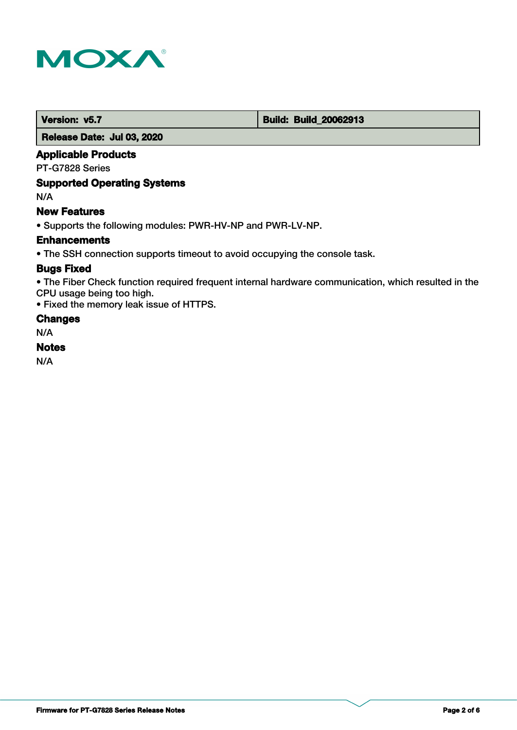| Version: v5.7 | Build: Build_20062913 |
| --- | --- |
| Release Date: Jul 03, 2020 | |

### Applicable Products

PT-G7828 Series

### Supported Operating Systems

N/A

### New Features

- Supports the following modules: PWR-HV-NP and PWR-LV-NP.

### Enhancements

- The SSH connection supports timeout to avoid occupying the console task.

### Bugs Fixed

- The Fiber Check function required frequent internal hardware communication, which resulted in the CPU usage being too high.
- Fixed the memory leak issue of HTTPS.

### Changes

N/A

### Notes

N/A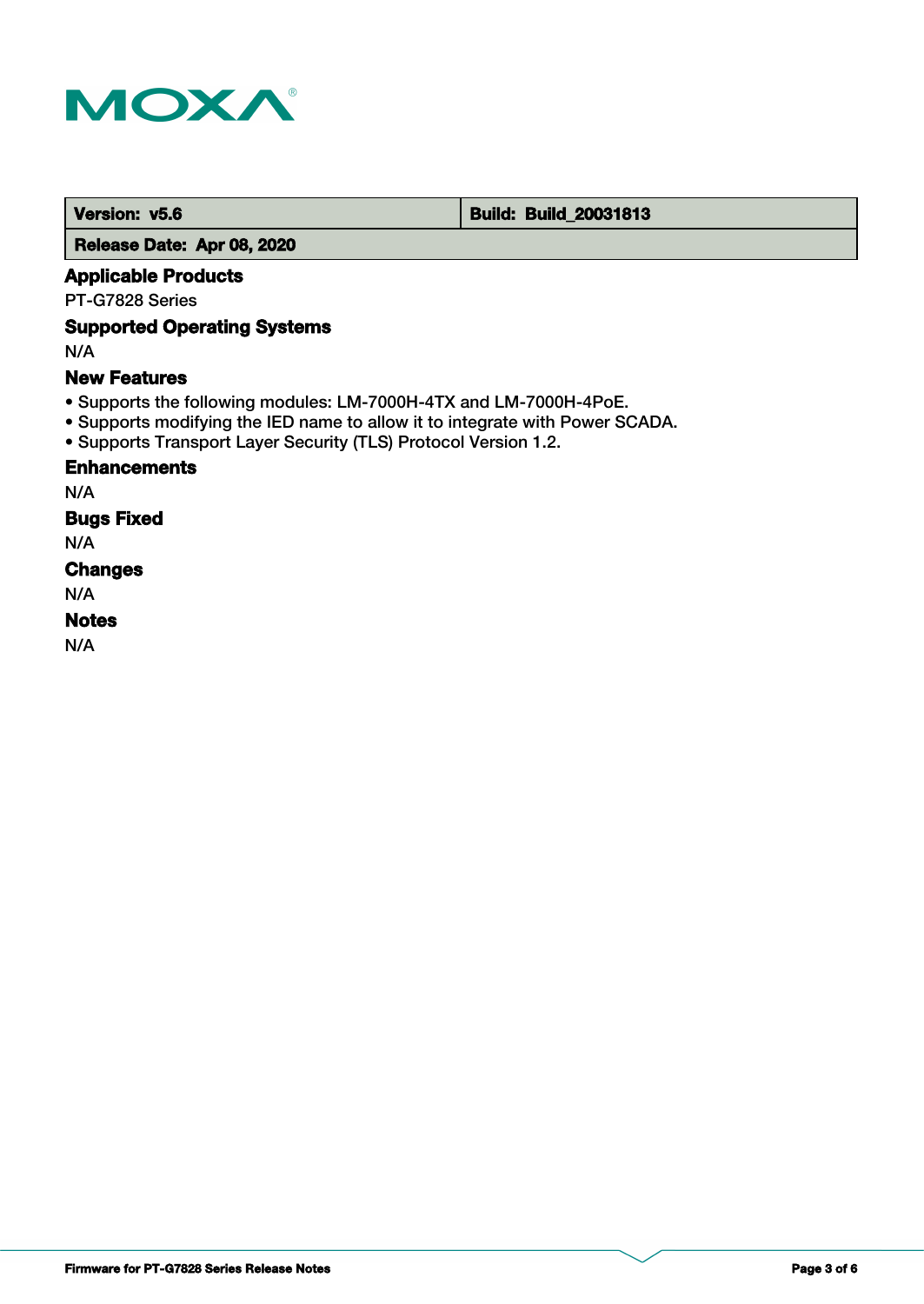| Version: v5.6 | Build: Build_20031813 |
| --- | --- |
| Release Date: Apr 08, 2020 | |

## Applicable Products

PT-G7828 Series

## Supported Operating Systems

N/A

## New Features

- Supports the following modules: LM-7000H-4TX and LM-7000H-4PoE.
- Supports modifying the IED name to allow it to integrate with Power SCADA.
- Supports Transport Layer Security (TLS) Protocol Version 1.2.

## Enhancements

N/A

## Bugs Fixed

N/A

## Changes

N/A

## Notes

N/A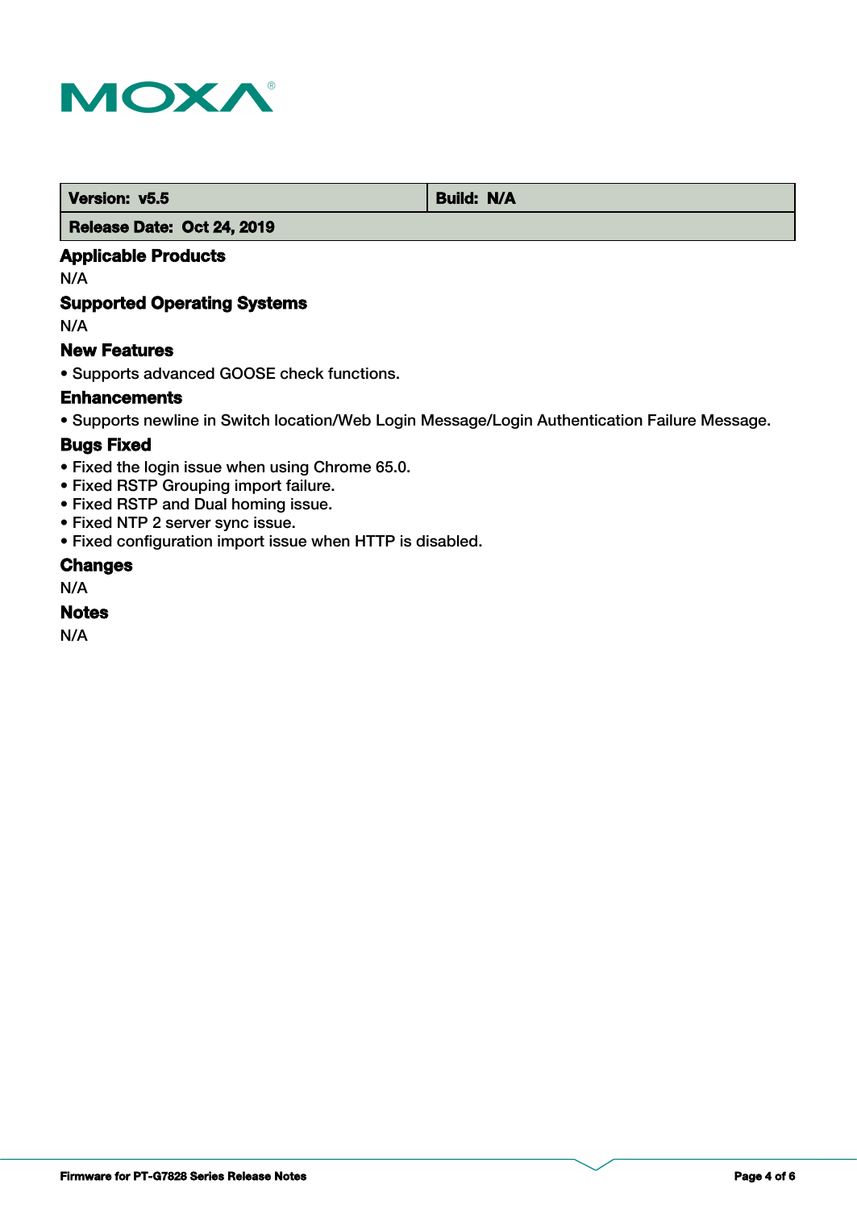| Version: v5.5 | Build: N/A |
| --- | --- |
| Release Date: Oct 24, 2019 | |

### Applicable Products

N/A

### Supported Operating Systems

N/A

### New Features

- Supports advanced GOOSE check functions.

### Enhancements

- Supports newline in Switch location/Web Login Message/Login Authentication Failure Message.

### Bugs Fixed

- Fixed the login issue when using Chrome 65.0.
- Fixed RSTP Grouping import failure.
- Fixed RSTP and Dual homing issue.
- Fixed NTP 2 server sync issue.
- Fixed configuration import issue when HTTP is disabled.

### Changes

N/A

### Notes

N/A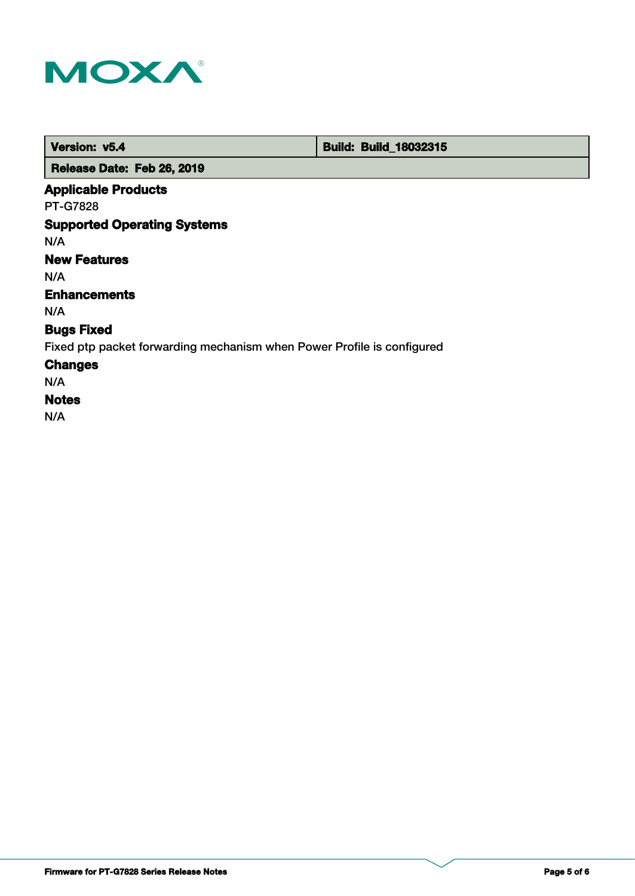| Version: v5.4 | Build: Build_18032315 |
| --- | --- |
| Release Date: Feb 26, 2019 | |

**Applicable Products**

PT-G7828

**Supported Operating Systems**

N/A

**New Features**

N/A

**Enhancements**

N/A

**Bugs Fixed**

Fixed ptp packet forwarding mechanism when Power Profile is configured

**Changes**

N/A

**Notes**

N/A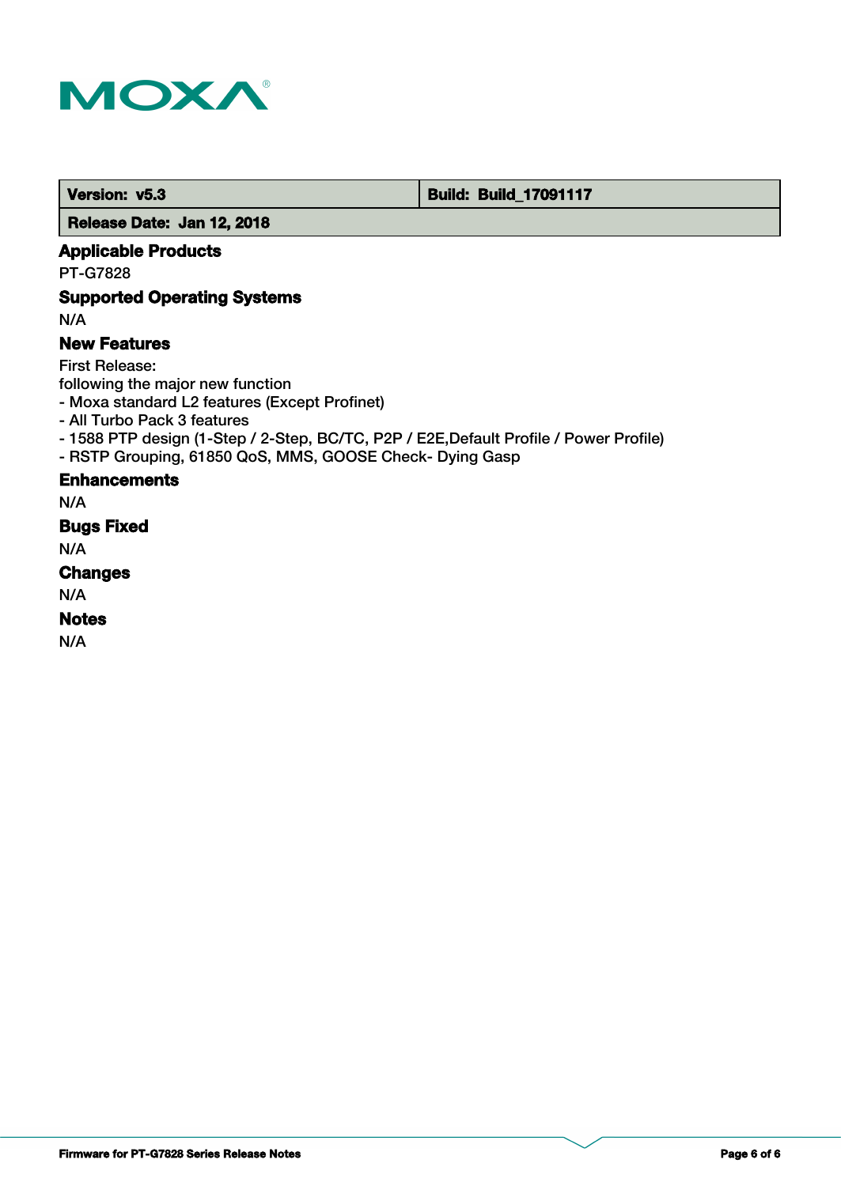| Version: v5.3 | Build: Build_17091117 |
| --- | --- |
| Release Date: Jan 12, 2018 | |

### Applicable Products

PT-G7828

### Supported Operating Systems

N/A

### New Features

First Release:
following the major new function
- Moxa standard L2 features (Except Profinet)
- All Turbo Pack 3 features
- 1588 PTP design (1-Step / 2-Step, BC/TC, P2P / E2E,Default Profile / Power Profile)
- RSTP Grouping, 61850 QoS, MMS, GOOSE Check- Dying Gasp

### Enhancements

N/A

### Bugs Fixed

N/A

### Changes

N/A

### Notes

N/A